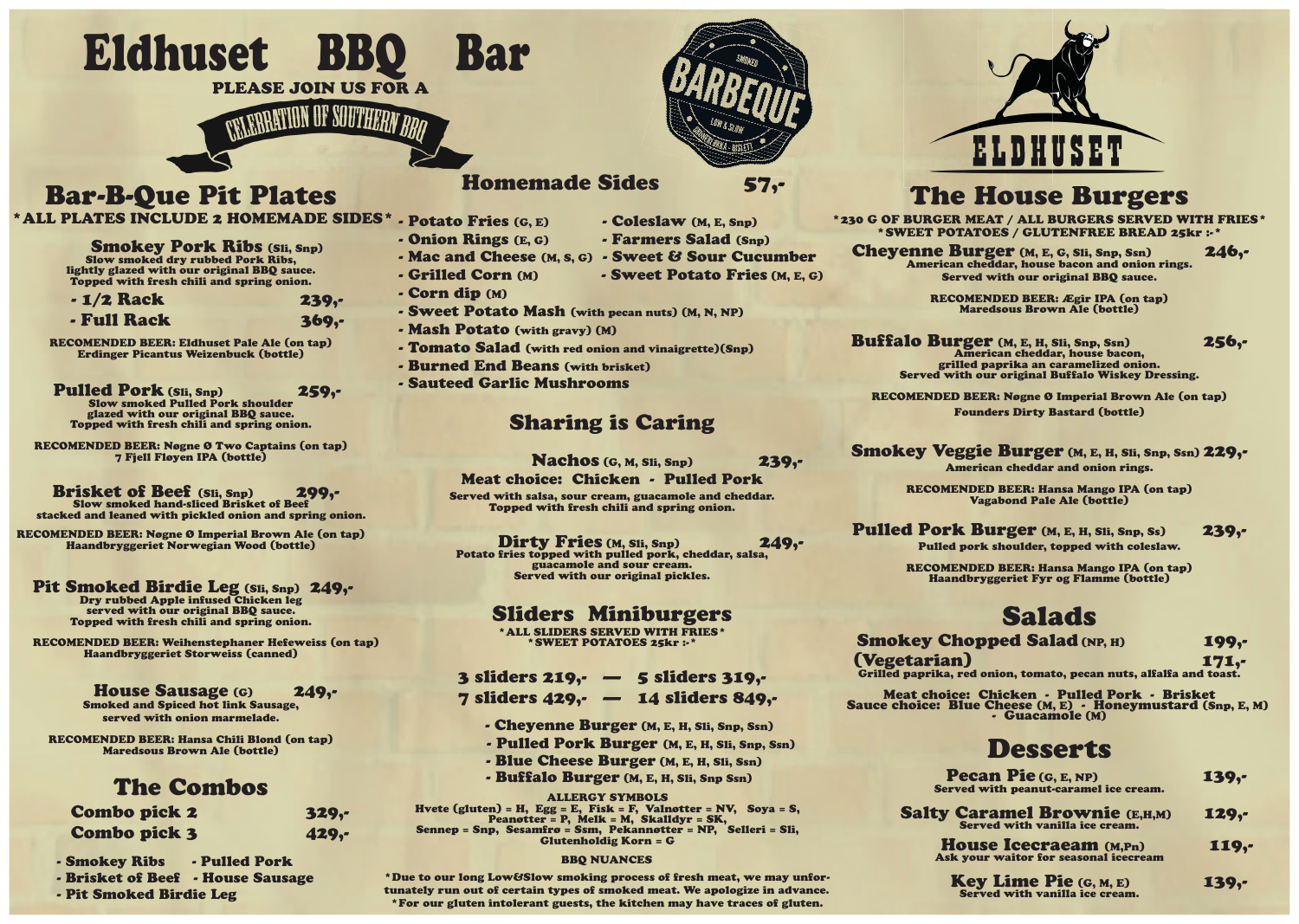# Eldhuset BBQ Bar

PLEASE JOIN US FOR A

CELEBRATION OF SOUTHERN BBQ

BARBEQUE

ELDHUSET

## Bar-B-Que Pit Plates

*ALL PLATES INCLUDE 2 HOMEMADE SIDES*

### Smokey Pork Ribs (Sli, Snp)

Slow smoked dry rubbed Pork Ribs, lightly glazed with our original BBQ sauce. Topped with fresh chili and spring onion.

- 1/2 Rack 239,-
- Full Rack 369,-

RECOMENDED BEER: Eldhuset Pale Ale (on tap)
Erdinger Picantus Weizenbuck (bottle)

### Pulled Pork (Sli, Snp) 259,-

Slow smoked Pulled Pork shoulder glazed with our original BBQ sauce. Topped with fresh chili and spring onion.

RECOMENDED BEER: Nøgne Ø Two Captains (on tap)
7 Fjell Fløyen IPA (bottle)

### Brisket of Beef (Sli, Snp) 299,-

Slow smoked hand-sliced Brisket of Beef stacked and leaned with pickled onion and spring onion.

RECOMENDED BEER: Nøgne Ø Imperial Brown Ale (on tap)
Haandbryggeriet Norwegian Wood (bottle)

### Pit Smoked Birdie Leg (Sli, Snp) 249,-

Dry rubbed Apple infused Chicken leg served with our original BBQ sauce. Topped with fresh chili and spring onion.

RECOMENDED BEER: Weihenstephaner Hefeweiss (on tap)
Haandbryggeriet Storweiss (canned)

### House Sausage (G) 249,-

Smoked and Spiced hot link Sausage, served with onion marmelade.

RECOMENDED BEER: Hansa Chili Blond (on tap)
Maredsous Brown Ale (bottle)

## The Combos

- Combo pick 2 329,-
- Combo pick 3 429,-

- Smokey Ribs
- Pulled Pork
- Brisket of Beef
- House Sausage
- Pit Smoked Birdie Leg

## Homemade Sides 57,-

- Potato Fries (G, E)
- Onion Rings (E, G)
- Mac and Cheese (M, S, G)
- Grilled Corn (M)
- Corn dip (M)
- Sweet Potato Mash (with pecan nuts) (M, N, NP)
- Mash Potato (with gravy) (M)
- Tomato Salad (with red onion and vinaigrette)(Snp)
- Burned End Beans (with brisket)
- Sauteed Garlic Mushrooms
- Coleslaw (M, E, Snp)
- Farmers Salad (Snp)
- Sweet & Sour Cucumber
- Sweet Potato Fries (M, E, G)

## Sharing is Caring

### Nachos (G, M, Sli, Snp) 239,-

Meat choice: Chicken - Pulled Pork

Served with salsa, sour cream, guacamole and cheddar. Topped with fresh chili and spring onion.

### Dirty Fries (M, Sli, Snp) 249,-

Potato fries topped with pulled pork, cheddar, salsa, guacamole and sour cream. Served with our original pickles.

## Sliders Miniburgers

*ALL SLIDERS SERVED WITH FRIES*
*SWEET POTATOES 25kr :-*

3 sliders 219,- — 5 sliders 319,-
7 sliders 429,- — 14 sliders 849,-

- Cheyenne Burger (M, E, H, Sli, Snp, Ssn)
- Pulled Pork Burger (M, E, H, Sli, Snp, Ssn)
- Blue Cheese Burger (M, E, H, Sli, Ssn)
- Buffalo Burger (M, E, H, Sli, Snp Ssn)

**ALLERGY SYMBOLS**

Hvete (gluten) = H, Egg = E, Fisk = F, Valnøtter = NV, Soya = S, Peanøtter = P, Melk = M, Skalldyr = SK, Sennep = Snp, Sesamfrø = Ssm, Pekannøtter = NP, Selleri = Sli, Glutenholdig Korn = G

**BBQ NUANCES**

*Due to our long Low&Slow smoking process of fresh meat, we may unfortunately run out of certain types of smoked meat. We apologize in advance.
*For our gluten intolerant guests, the kitchen may have traces of gluten.

## The House Burgers

*230 G OF BURGER MEAT / ALL BURGERS SERVED WITH FRIES*
*SWEET POTATOES / GLUTENFREE BREAD 25kr :-*

### Cheyenne Burger (M, E, G, Sli, Snp, Ssn) 246,-

American cheddar, house bacon and onion rings. Served with our original BBQ sauce.

RECOMENDED BEER: Ægir IPA (on tap)
Maredsous Brown Ale (bottle)

### Buffalo Burger (M, E, H, Sli, Snp, Ssn) 256,-

American cheddar, house bacon, grilled paprika an caramelized onion. Served with our original Buffalo Wiskey Dressing.

RECOMENDED BEER: Nøgne Ø Imperial Brown Ale (on tap)
Founders Dirty Bastard (bottle)

### Smokey Veggie Burger (M, E, H, Sli, Snp, Ssn) 229,-

American cheddar and onion rings.

RECOMENDED BEER: Hansa Mango IPA (on tap)
Vagabond Pale Ale (bottle)

### Pulled Pork Burger (M, E, H, Sli, Snp, Ss) 239,-

Pulled pork shoulder, topped with coleslaw.

RECOMENDED BEER: Hansa Mango IPA (on tap)
Haandbryggeriet Fyr og Flamme (bottle)

## Salads

### Smokey Chopped Salad (NP, H) 199,-

(Vegetarian) 171,-

Grilled paprika, red onion, tomato, pecan nuts, alfalfa and toast.

Meat choice: Chicken - Pulled Pork - Brisket
Sauce choice: Blue Cheese (M, E) - Honeymustard (Snp, E, M) - Guacamole (M)

## Desserts

### Pecan Pie (G, E, NP) 139,-

Served with peanut-caramel ice cream.

### Salty Caramel Brownie (E,H,M) 129,-

Served with vanilla ice cream.

### House Icecreaam (M,Pn) 119,-

Ask your waitor for seasonal icecream

### Key Lime Pie (G, M, E) 139,-

Served with vanilla ice cream.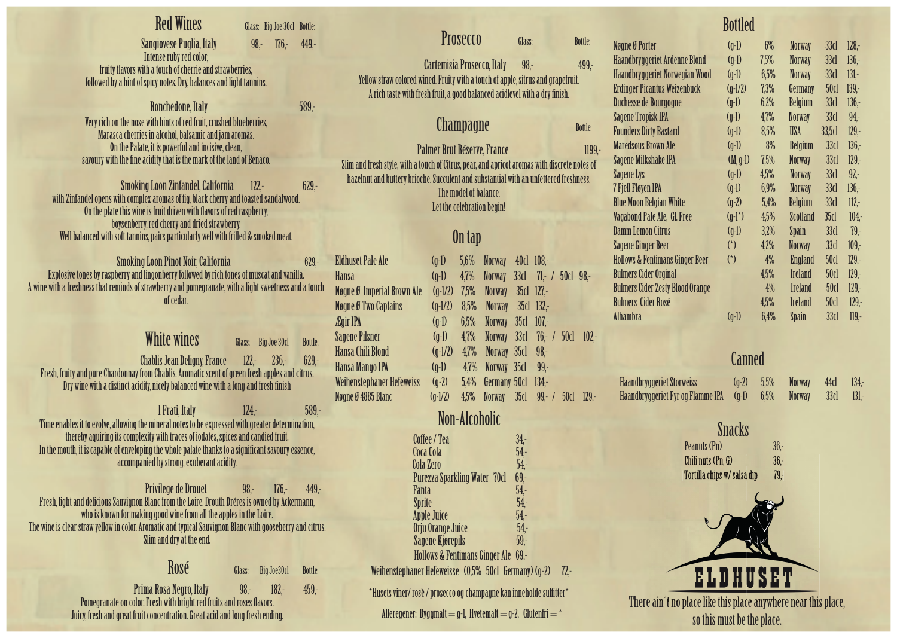## Red Wines

| | Glass: | Big Joe 30cl | Bottle: |
|---|---|---|---|
| Sangiovese Puglia, Italy | 98,- | 176,- | 449,- |

Intense ruby red color, fruity flavors with a touch of cherrie and strawberries, followed by a hint of spicy notes. Dry, balances and light tannins.

**Ronchedone, Italy** — 589,-

Very rich on the nose with hints of red fruit, crushed blueberries, Marasca cherries in alcohol, balsamic and jam aromas. On the Palate, it is powerful and incisive, clean, savoury with the fine acidity that is the mark of the land of Benaco.

**Smoking Loon Zinfandel, California** — 122,- — 629,-

with Zinfandel opens with complex aromas of fig, black cherry and toasted sandalwood. On the plate this wine is fruit driven with flavors of red raspberry, boysenberry, red cherry and dried strawberry. Well balanced with soft tannins, pairs particularly well with frilled & smoked meat.

**Smoking Loon Pinot Noir, California** — 629,-

Explosive tones by raspberry and lingonberry followed by rich tones of muscat and vanilla. A wine with a freshness that reminds of strawberry and pomegranate, with a light sweetness and a touch of cedar.

## White wines

| | Glass: | Big Joe 30cl | Bottle: |
|---|---|---|---|
| Chablis Jean Deligny, France | 122,- | 236,- | 629,- |
| I Frati, Italy | 124,- | | 589,- |
| Privilege de Drouet | 98,- | 176,- | 449,- |

**Chablis Jean Deligny, France:** Fresh, fruity and pure Chardonnay from Chablis. Aromatic scent of green fresh apples and citrus. Dry wine with a distinct acidity, nicely balanced wine with a long and fresh finish

**I Frati, Italy:** Time enables it to evolve, allowing the mineral notes to be expressed with greater determination, thereby acquiring its complexity with traces of iodates, spices and candied fruit. In the mouth, it is capable of enveloping the whole palate thanks to a significant savoury essence, accompanied by strong, exuberant acidity.

**Privilege de Drouet:** Fresh, light and delicious Sauvignon Blanc from the Loire. Drouth Dréres is owned by Ackermann, who is known for making good wine from all the apples in the Loire. The wine is clear straw yellow in color. Aromatic and typical Sauvignon Blanc with gooseberry and citrus. Slim and dry at the end.

## Rosé

| | Glass: | Big Joe30cl | Bottle: |
|---|---|---|---|
| Prima Rosa Negro, Italy | 98,- | 182,- | 459,- |

Pomegranate on color. Fresh with bright red fruits and roses flavors. Juicy, fresh and great fruit concentration. Great acid and long fresh ending.

## Prosecco

| | Glass: | Bottle: |
|---|---|---|
| Cartemisia Prosecco, Italy | 98,- | 499,- |

Yellow straw colored wined. Fruity with a touch of apple, sitrus and grapefruit. A rich taste with fresh fruit, a good balanced acidlevel with a dry finish.

## Champagne

| | Bottle: |
|---|---|
| Palmer Brut Réserve, France | 1199,- |

Slim and fresh style, with a touch of Citrus, pear, and apricot aromas with discrete notes of hazelnut and buttery brioche. Succulent and substantial with an unfettered freshness. The model of balance. Let the celebration begin!

## On tap

| | | | | | |
|---|---|---|---|---|---|
| Eldhuset Pale Ale | (g-1) | 5,6% | Norway | 40cl | 108,- |
| Hansa | (g-1) | 4,7% | Norway | 33cl 71,- / 50cl | 98,- |
| Nøgne Ø Imperial Brown Ale | (g-1/2) | 7,5% | Norway | 35cl | 127,- |
| Nøgne Ø Two Captains | (g-1/2) | 8,5% | Norway | 35cl | 132,- |
| Ægir IPA | (g-1) | 6,5% | Norway | 35cl | 107,- |
| Sagene Pilsner | (g-1) | 4,7% | Norway | 33cl 76,- / 50cl | 102,- |
| Hansa Chili Blond | (g-1/2) | 4,7% | Norway | 35cl | 98,- |
| Hansa Mango IPA | (g-1) | 4,7% | Norway | 35cl | 99,- |
| Weihenstephaner Hefeweiss | (g-2) | 5,4% | Germany | 50cl | 134,- |
| Nøgne Ø 4885 Blanc | (g-1/2) | 4,5% | Norway | 35cl 99,- / 50cl | 129,- |

## Non-Alcoholic

| | |
|---|---|
| Coffee / Tea | 34,- |
| Coca Cola | 54,- |
| Cola Zero | 54,- |
| Purezza Sparkling Water 70cl | 69,- |
| Fanta | 54,- |
| Sprite | 54,- |
| Apple Juice | 54,- |
| Orju Orange Juice | 54,- |
| Sagene Kjørepils | 59,- |
| Hollows & Fentimans Ginger Ale | 69,- |
| Weihenstephaner Hefeweisse (0,5% 50cl Germany) (g-2) | 72,- |

*Husets viner/ rosè / prosecco og champagne kan inneholde sulfitter*

Alleregener: Byggmalt = g-1, Hvetemalt = g-2, Glutenfri = *

## Bottled

| | | | | | |
|---|---|---|---|---|---|
| Nøgne Ø Porter | (g-1) | 6% | Norway | 33cl | 128,- |
| Haandbryggeriet Ardenne Blond | (g-1) | 7,5% | Norway | 33cl | 136,- |
| Haandbryggeriet Norwegian Wood | (g-1) | 6,5% | Norway | 33cl | 131,- |
| Erdinger Picantus Weizenbuck | (g-1/2) | 7,3% | Germany | 50cl | 139,- |
| Duchesse de Bourgogne | (g-1) | 6,2% | Belgium | 33cl | 136,- |
| Sagene Tropisk IPA | (g-1) | 4,7% | Norway | 33cl | 94,- |
| Founders Dirty Bastard | (g-1) | 8,5% | USA | 33,5cl | 129,- |
| Maredsous Brown Ale | (g-1) | 8% | Belgium | 33cl | 136,- |
| Sagene Milkshake IPA | (M, g-1) | 7,5% | Norway | 33cl | 129,- |
| Sagene Lys | (g-1) | 4,5% | Norway | 33cl | 92,- |
| 7 Fjell Fløyen IPA | (g-1) | 6,9% | Norway | 33cl | 136,- |
| Blue Moon Belgian White | (g-2) | 5,4% | Belgium | 33cl | 112,- |
| Vagabond Pale Ale, Gl. Free | (g-1*) | 4,5% | Scotland | 35cl | 104,- |
| Damm Lemon Citrus | (g-1) | 3,2% | Spain | 33cl | 79,- |
| Sagene Ginger Beer | (*) | 4,2% | Norway | 33cl | 109,- |
| Hollows & Fentimans Ginger Beer | (*) | 4% | England | 50cl | 129,- |
| Bulmers Cider Orginal | | 4,5% | Ireland | 50cl | 129,- |
| Bulmers Cider Zesty Blood Orange | | 4% | Ireland | 50cl | 129,- |
| Bulmers Cider Rosé | | 4,5% | Ireland | 50cl | 129,- |
| Alhambra | (g-1) | 6,4% | Spain | 33cl | 119,- |

## Canned

| | | | | | |
|---|---|---|---|---|---|
| Haandbryggeriet Storweiss | (g-2) | 5,5% | Norway | 44cl | 134,- |
| Haandbryggeriet Fyr og Flamme IPA | (g-1) | 6,5% | Norway | 33cl | 131,- |

## Snacks

| | |
|---|---|
| Peanuts (Pn) | 36,- |
| Chili nuts (Pn, G) | 36,- |
| Tortilla chips w/ salsa dip | 79,- |

ELDHUSET

There ain´t no place like this place anywhere near this place, so this must be the place.